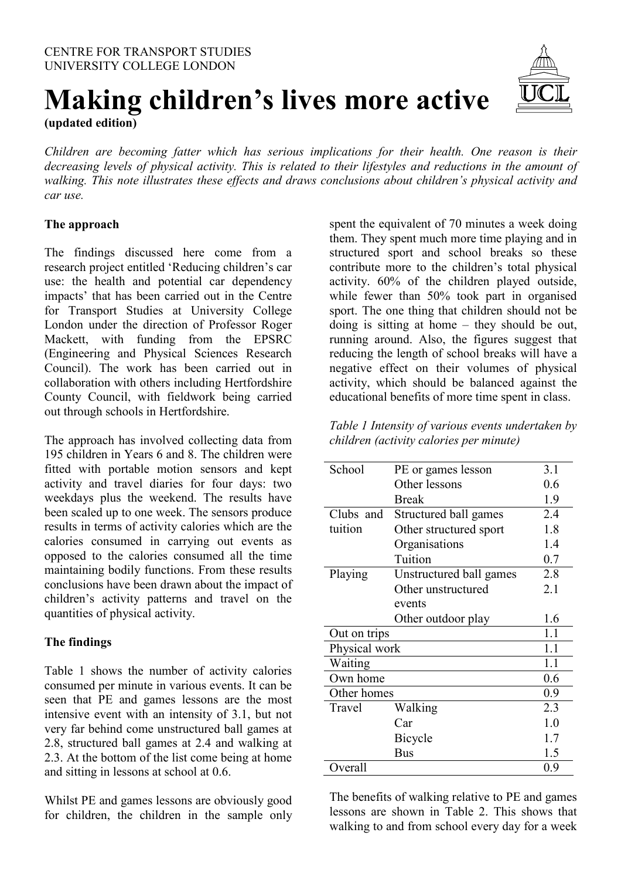CENTRE FOR TRANSPORT STUDIES
UNIVERSITY COLLEGE LONDON

# Making children's lives more active

**(updated edition)**

*Children are becoming fatter which has serious implications for their health. One reason is their decreasing levels of physical activity. This is related to their lifestyles and reductions in the amount of walking. This note illustrates these effects and draws conclusions about children's physical activity and car use.*

## The approach

The findings discussed here come from a research project entitled 'Reducing children's car use: the health and potential car dependency impacts' that has been carried out in the Centre for Transport Studies at University College London under the direction of Professor Roger Mackett, with funding from the EPSRC (Engineering and Physical Sciences Research Council). The work has been carried out in collaboration with others including Hertfordshire County Council, with fieldwork being carried out through schools in Hertfordshire.

The approach has involved collecting data from 195 children in Years 6 and 8. The children were fitted with portable motion sensors and kept activity and travel diaries for four days: two weekdays plus the weekend. The results have been scaled up to one week. The sensors produce results in terms of activity calories which are the calories consumed in carrying out events as opposed to the calories consumed all the time maintaining bodily functions. From these results conclusions have been drawn about the impact of children's activity patterns and travel on the quantities of physical activity.

## The findings

Table 1 shows the number of activity calories consumed per minute in various events. It can be seen that PE and games lessons are the most intensive event with an intensity of 3.1, but not very far behind come unstructured ball games at 2.8, structured ball games at 2.4 and walking at 2.3. At the bottom of the list come being at home and sitting in lessons at school at 0.6.

Whilst PE and games lessons are obviously good for children, the children in the sample only spent the equivalent of 70 minutes a week doing them. They spent much more time playing and in structured sport and school breaks so these contribute more to the children's total physical activity. 60% of the children played outside, while fewer than 50% took part in organised sport. The one thing that children should not be doing is sitting at home – they should be out, running around. Also, the figures suggest that reducing the length of school breaks will have a negative effect on their volumes of physical activity, which should be balanced against the educational benefits of more time spent in class.

*Table 1 Intensity of various events undertaken by children (activity calories per minute)*

| | | |
|---|---|---|
| School | PE or games lesson | 3.1 |
| | Other lessons | 0.6 |
| | Break | 1.9 |
| Clubs and tuition | Structured ball games | 2.4 |
| | Other structured sport | 1.8 |
| | Organisations | 1.4 |
| | Tuition | 0.7 |
| Playing | Unstructured ball games | 2.8 |
| | Other unstructured events | 2.1 |
| | Other outdoor play | 1.6 |
| Out on trips | | 1.1 |
| Physical work | | 1.1 |
| Waiting | | 1.1 |
| Own home | | 0.6 |
| Other homes | | 0.9 |
| Travel | Walking | 2.3 |
| | Car | 1.0 |
| | Bicycle | 1.7 |
| | Bus | 1.5 |
| Overall | | 0.9 |

The benefits of walking relative to PE and games lessons are shown in Table 2. This shows that walking to and from school every day for a week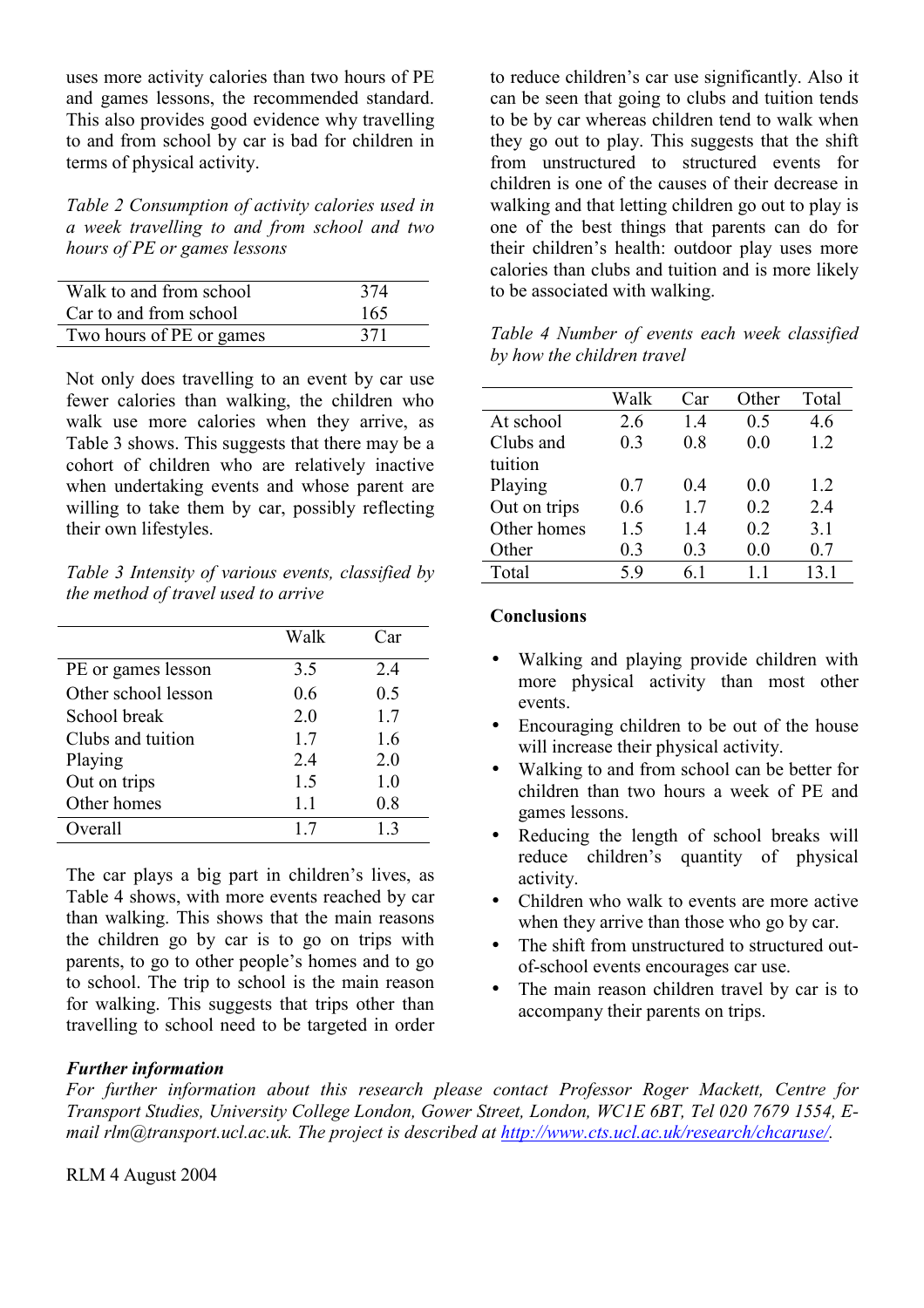uses more activity calories than two hours of PE and games lessons, the recommended standard. This also provides good evidence why travelling to and from school by car is bad for children in terms of physical activity.

*Table 2 Consumption of activity calories used in a week travelling to and from school and two hours of PE or games lessons*

| | |
|---|---|
| Walk to and from school | 374 |
| Car to and from school | 165 |
| Two hours of PE or games | 371 |

Not only does travelling to an event by car use fewer calories than walking, the children who walk use more calories when they arrive, as Table 3 shows. This suggests that there may be a cohort of children who are relatively inactive when undertaking events and whose parent are willing to take them by car, possibly reflecting their own lifestyles.

*Table 3 Intensity of various events, classified by the method of travel used to arrive*

| | Walk | Car |
|---|---|---|
| PE or games lesson | 3.5 | 2.4 |
| Other school lesson | 0.6 | 0.5 |
| School break | 2.0 | 1.7 |
| Clubs and tuition | 1.7 | 1.6 |
| Playing | 2.4 | 2.0 |
| Out on trips | 1.5 | 1.0 |
| Other homes | 1.1 | 0.8 |
| Overall | 1.7 | 1.3 |

The car plays a big part in children's lives, as Table 4 shows, with more events reached by car than walking. This shows that the main reasons the children go by car is to go on trips with parents, to go to other people's homes and to go to school. The trip to school is the main reason for walking. This suggests that trips other than travelling to school need to be targeted in order to reduce children's car use significantly. Also it can be seen that going to clubs and tuition tends to be by car whereas children tend to walk when they go out to play. This suggests that the shift from unstructured to structured events for children is one of the causes of their decrease in walking and that letting children go out to play is one of the best things that parents can do for their children's health: outdoor play uses more calories than clubs and tuition and is more likely to be associated with walking.

*Table 4 Number of events each week classified by how the children travel*

| | Walk | Car | Other | Total |
|---|---|---|---|---|
| At school | 2.6 | 1.4 | 0.5 | 4.6 |
| Clubs and tuition | 0.3 | 0.8 | 0.0 | 1.2 |
| Playing | 0.7 | 0.4 | 0.0 | 1.2 |
| Out on trips | 0.6 | 1.7 | 0.2 | 2.4 |
| Other homes | 1.5 | 1.4 | 0.2 | 3.1 |
| Other | 0.3 | 0.3 | 0.0 | 0.7 |
| Total | 5.9 | 6.1 | 1.1 | 13.1 |

**Conclusions**

- Walking and playing provide children with more physical activity than most other events.
- Encouraging children to be out of the house will increase their physical activity.
- Walking to and from school can be better for children than two hours a week of PE and games lessons.
- Reducing the length of school breaks will reduce children's quantity of physical activity.
- Children who walk to events are more active when they arrive than those who go by car.
- The shift from unstructured to structured out-of-school events encourages car use.
- The main reason children travel by car is to accompany their parents on trips.

***Further information***

*For further information about this research please contact Professor Roger Mackett, Centre for Transport Studies, University College London, Gower Street, London, WC1E 6BT, Tel 020 7679 1554, E-mail rlm@transport.ucl.ac.uk. The project is described at http://www.cts.ucl.ac.uk/research/chcaruse/.*

RLM 4 August 2004